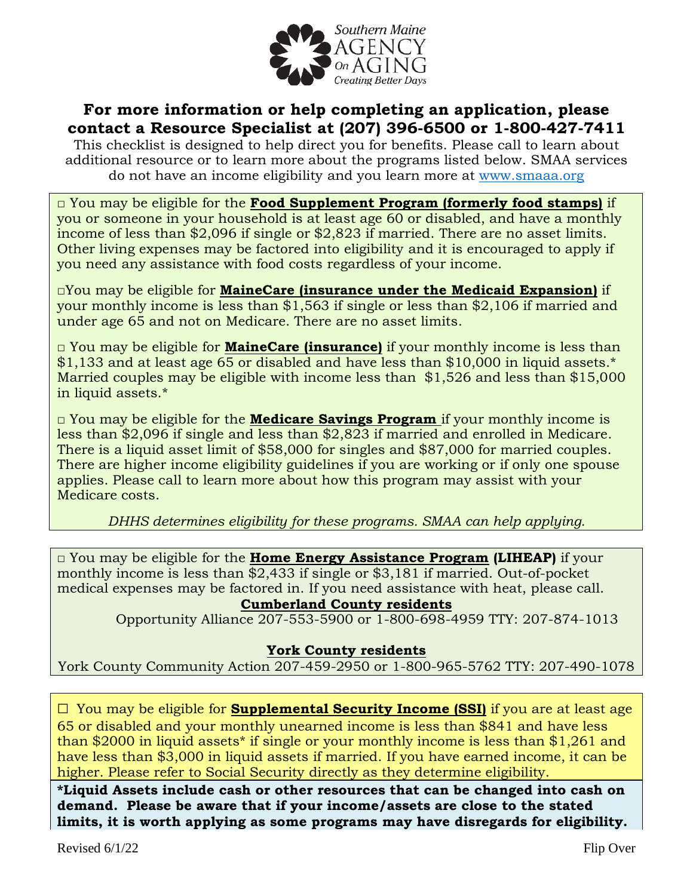Southern Maine AGENCY On AGING
*Creating Better Days*

## For more information or help completing an application, please contact a Resource Specialist at (207) 396-6500 or 1-800-427-7411

This checklist is designed to help direct you for benefits. Please call to learn about additional resource or to learn more about the programs listed below. SMAA services do not have an income eligibility and you learn more at [www.smaaa.org](http://www.smaaa.org)

□ You may be eligible for the **Food Supplement Program (formerly food stamps)** if you or someone in your household is at least age 60 or disabled, and have a monthly income of less than $2,096 if single or $2,823 if married. There are no asset limits. Other living expenses may be factored into eligibility and it is encouraged to apply if you need any assistance with food costs regardless of your income.

□You may be eligible for **MaineCare (insurance under the Medicaid Expansion)** if your monthly income is less than $1,563 if single or less than $2,106 if married and under age 65 and not on Medicare. There are no asset limits.

□ You may be eligible for **MaineCare (insurance)** if your monthly income is less than $1,133 and at least age 65 or disabled and have less than $10,000 in liquid assets.* Married couples may be eligible with income less than $1,526 and less than $15,000 in liquid assets.*

□ You may be eligible for the **Medicare Savings Program** if your monthly income is less than $2,096 if single and less than $2,823 if married and enrolled in Medicare. There is a liquid asset limit of $58,000 for singles and $87,000 for married couples. There are higher income eligibility guidelines if you are working or if only one spouse applies. Please call to learn more about how this program may assist with your Medicare costs.

*DHHS determines eligibility for these programs. SMAA can help applying.*

□ You may be eligible for the **Home Energy Assistance Program (LIHEAP)** if your monthly income is less than $2,433 if single or $3,181 if married. Out-of-pocket medical expenses may be factored in. If you need assistance with heat, please call.

**Cumberland County residents**

Opportunity Alliance 207-553-5900 or 1-800-698-4959 TTY: 207-874-1013

**York County residents**

York County Community Action 207-459-2950 or 1-800-965-5762 TTY: 207-490-1078

☐ You may be eligible for **Supplemental Security Income (SSI)** if you are at least age 65 or disabled and your monthly unearned income is less than $841 and have less than $2000 in liquid assets* if single or your monthly income is less than $1,261 and have less than $3,000 in liquid assets if married. If you have earned income, it can be higher. Please refer to Social Security directly as they determine eligibility.

**\*Liquid Assets include cash or other resources that can be changed into cash on demand. Please be aware that if your income/assets are close to the stated limits, it is worth applying as some programs may have disregards for eligibility.**

Revised 6/1/22

Flip Over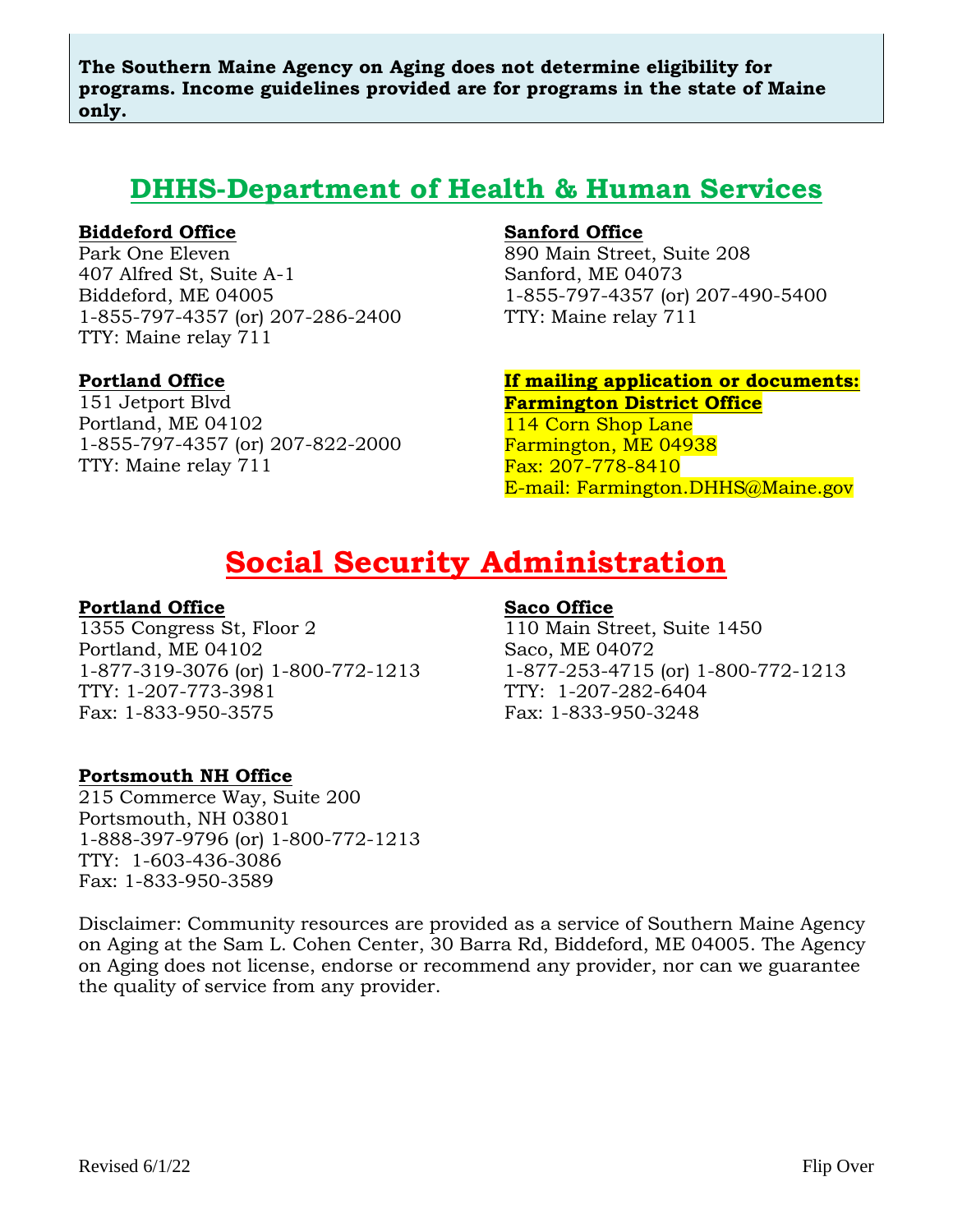**The Southern Maine Agency on Aging does not determine eligibility for programs. Income guidelines provided are for programs in the state of Maine only.**

# DHHS-Department of Health & Human Services

**Biddeford Office**
Park One Eleven
407 Alfred St, Suite A-1
Biddeford, ME 04005
1-855-797-4357 (or) 207-286-2400
TTY: Maine relay 711

**Sanford Office**
890 Main Street, Suite 208
Sanford, ME 04073
1-855-797-4357 (or) 207-490-5400
TTY: Maine relay 711

**Portland Office**
151 Jetport Blvd
Portland, ME 04102
1-855-797-4357 (or) 207-822-2000
TTY: Maine relay 711

**If mailing application or documents:**
**Farmington District Office**
114 Corn Shop Lane
Farmington, ME 04938
Fax: 207-778-8410
E-mail: Farmington.DHHS@Maine.gov

# Social Security Administration

**Portland Office**
1355 Congress St, Floor 2
Portland, ME 04102
1-877-319-3076 (or) 1-800-772-1213
TTY: 1-207-773-3981
Fax: 1-833-950-3575

**Saco Office**
110 Main Street, Suite 1450
Saco, ME 04072
1-877-253-4715 (or) 1-800-772-1213
TTY: 1-207-282-6404
Fax: 1-833-950-3248

**Portsmouth NH Office**
215 Commerce Way, Suite 200
Portsmouth, NH 03801
1-888-397-9796 (or) 1-800-772-1213
TTY: 1-603-436-3086
Fax: 1-833-950-3589

Disclaimer: Community resources are provided as a service of Southern Maine Agency on Aging at the Sam L. Cohen Center, 30 Barra Rd, Biddeford, ME 04005. The Agency on Aging does not license, endorse or recommend any provider, nor can we guarantee the quality of service from any provider.

Revised 6/1/22

Flip Over